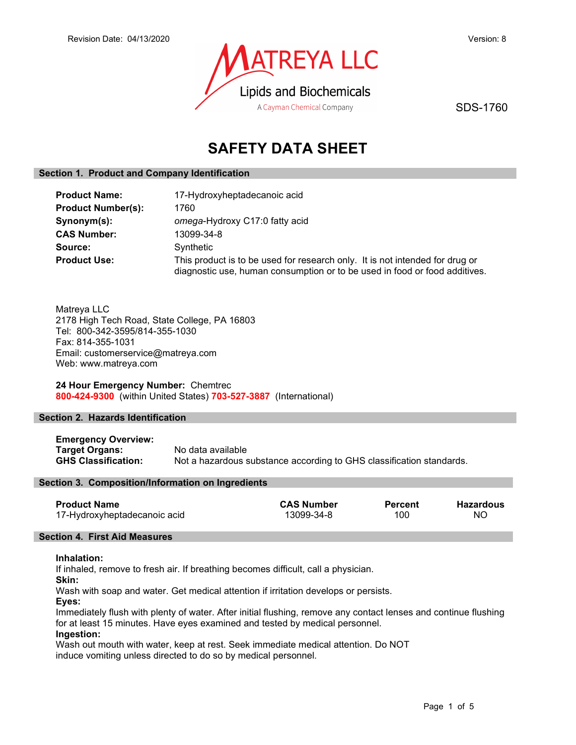Revision Date: 04/13/2020 | Version: 8

MATREYA LLC
Lipids and Biochemicals
A Cayman Chemical Company

SDS-1760

# SAFETY DATA SHEET

## Section 1. Product and Company Identification

**Product Name:** 17-Hydroxyheptadecanoic acid
**Product Number(s):** 1760
**Synonym(s):** *omega*-Hydroxy C17:0 fatty acid
**CAS Number:** 13099-34-8
**Source:** Synthetic
**Product Use:** This product is to be used for research only. It is not intended for drug or diagnostic use, human consumption or to be used in food or food additives.

Matreya LLC
2178 High Tech Road, State College, PA 16803
Tel: 800-342-3595/814-355-1030
Fax: 814-355-1031
Email: customerservice@matreya.com
Web: www.matreya.com

**24 Hour Emergency Number:** Chemtrec
**800-424-9300** (within United States) **703-527-3887** (International)

## Section 2. Hazards Identification

**Emergency Overview:**
**Target Organs:** No data available
**GHS Classification:** Not a hazardous substance according to GHS classification standards.

## Section 3. Composition/Information on Ingredients

| Product Name | CAS Number | Percent | Hazardous |
|---|---|---|---|
| 17-Hydroxyheptadecanoic acid | 13099-34-8 | 100 | NO |

## Section 4. First Aid Measures

**Inhalation:**
If inhaled, remove to fresh air. If breathing becomes difficult, call a physician.
**Skin:**
Wash with soap and water. Get medical attention if irritation develops or persists.
**Eyes:**
Immediately flush with plenty of water. After initial flushing, remove any contact lenses and continue flushing for at least 15 minutes. Have eyes examined and tested by medical personnel.
**Ingestion:**
Wash out mouth with water, keep at rest. Seek immediate medical attention. Do NOT induce vomiting unless directed to do so by medical personnel.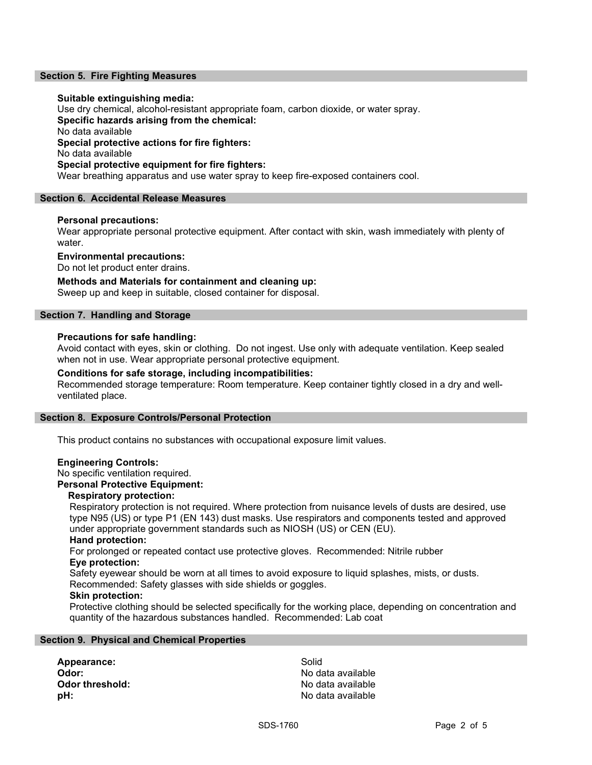## Section 5. Fire Fighting Measures

**Suitable extinguishing media:**
Use dry chemical, alcohol-resistant appropriate foam, carbon dioxide, or water spray.

**Specific hazards arising from the chemical:**
No data available

**Special protective actions for fire fighters:**
No data available

**Special protective equipment for fire fighters:**
Wear breathing apparatus and use water spray to keep fire-exposed containers cool.

## Section 6. Accidental Release Measures

**Personal precautions:**
Wear appropriate personal protective equipment. After contact with skin, wash immediately with plenty of water.

**Environmental precautions:**
Do not let product enter drains.

**Methods and Materials for containment and cleaning up:**
Sweep up and keep in suitable, closed container for disposal.

## Section 7. Handling and Storage

**Precautions for safe handling:**
Avoid contact with eyes, skin or clothing. Do not ingest. Use only with adequate ventilation. Keep sealed when not in use. Wear appropriate personal protective equipment.

**Conditions for safe storage, including incompatibilities:**
Recommended storage temperature: Room temperature. Keep container tightly closed in a dry and well-ventilated place.

## Section 8. Exposure Controls/Personal Protection

This product contains no substances with occupational exposure limit values.

**Engineering Controls:**
No specific ventilation required.

**Personal Protective Equipment:**

**Respiratory protection:**
Respiratory protection is not required. Where protection from nuisance levels of dusts are desired, use type N95 (US) or type P1 (EN 143) dust masks. Use respirators and components tested and approved under appropriate government standards such as NIOSH (US) or CEN (EU).

**Hand protection:**
For prolonged or repeated contact use protective gloves. Recommended: Nitrile rubber

**Eye protection:**
Safety eyewear should be worn at all times to avoid exposure to liquid splashes, mists, or dusts. Recommended: Safety glasses with side shields or goggles.

**Skin protection:**
Protective clothing should be selected specifically for the working place, depending on concentration and quantity of the hazardous substances handled. Recommended: Lab coat

## Section 9. Physical and Chemical Properties

| | |
|---|---|
| **Appearance:** | Solid |
| **Odor:** | No data available |
| **Odor threshold:** | No data available |
| **pH:** | No data available |

SDS-1760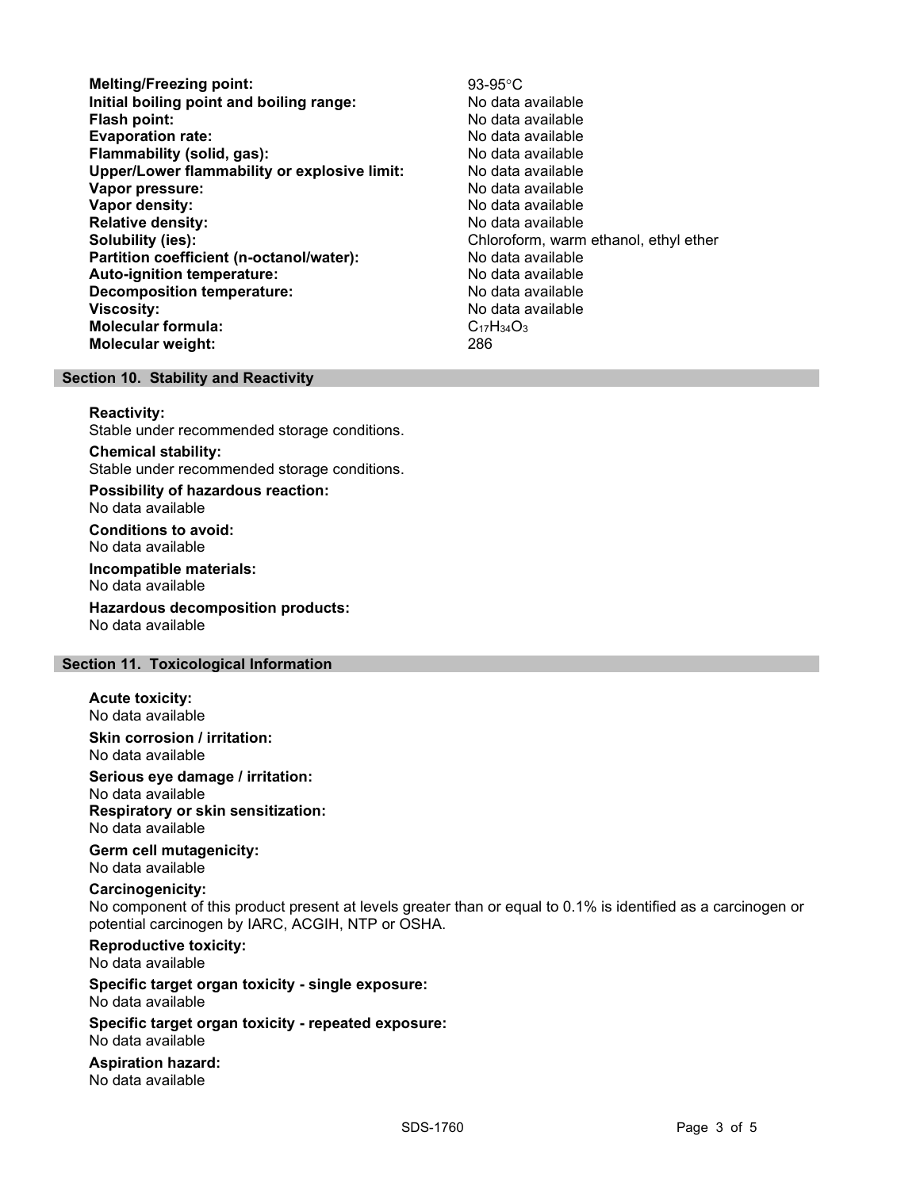| | |
|---|---|
| **Melting/Freezing point:** | 93-95°C |
| **Initial boiling point and boiling range:** | No data available |
| **Flash point:** | No data available |
| **Evaporation rate:** | No data available |
| **Flammability (solid, gas):** | No data available |
| **Upper/Lower flammability or explosive limit:** | No data available |
| **Vapor pressure:** | No data available |
| **Vapor density:** | No data available |
| **Relative density:** | No data available |
| **Solubility (ies):** | Chloroform, warm ethanol, ethyl ether |
| **Partition coefficient (n-octanol/water):** | No data available |
| **Auto-ignition temperature:** | No data available |
| **Decomposition temperature:** | No data available |
| **Viscosity:** | No data available |
| **Molecular formula:** | $C_{17}H_{34}O_3$ |
| **Molecular weight:** | 286 |

## Section 10. Stability and Reactivity

**Reactivity:**
Stable under recommended storage conditions.

**Chemical stability:**
Stable under recommended storage conditions.

**Possibility of hazardous reaction:**
No data available

**Conditions to avoid:**
No data available

**Incompatible materials:**
No data available

**Hazardous decomposition products:**
No data available

## Section 11. Toxicological Information

**Acute toxicity:**
No data available

**Skin corrosion / irritation:**
No data available

**Serious eye damage / irritation:**
No data available

**Respiratory or skin sensitization:**
No data available

**Germ cell mutagenicity:**
No data available

**Carcinogenicity:**
No component of this product present at levels greater than or equal to 0.1% is identified as a carcinogen or potential carcinogen by IARC, ACGIH, NTP or OSHA.

**Reproductive toxicity:**
No data available

**Specific target organ toxicity - single exposure:**
No data available

**Specific target organ toxicity - repeated exposure:**
No data available

**Aspiration hazard:**
No data available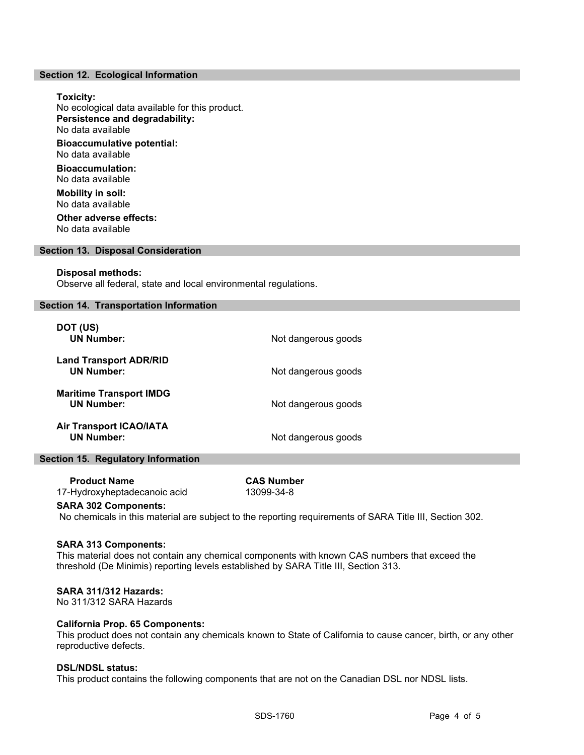## Section 12. Ecological Information

**Toxicity:**
No ecological data available for this product.

**Persistence and degradability:**
No data available

**Bioaccumulative potential:**
No data available

**Bioaccumulation:**
No data available

**Mobility in soil:**
No data available

**Other adverse effects:**
No data available

## Section 13. Disposal Consideration

**Disposal methods:**
Observe all federal, state and local environmental regulations.

## Section 14. Transportation Information

**DOT (US)**
**UN Number:** Not dangerous goods

**Land Transport ADR/RID**
**UN Number:** Not dangerous goods

**Maritime Transport IMDG**
**UN Number:** Not dangerous goods

**Air Transport ICAO/IATA**
**UN Number:** Not dangerous goods

## Section 15. Regulatory Information

| Product Name | CAS Number |
|---|---|
| 17-Hydroxyheptadecanoic acid | 13099-34-8 |

**SARA 302 Components:**
No chemicals in this material are subject to the reporting requirements of SARA Title III, Section 302.

**SARA 313 Components:**
This material does not contain any chemical components with known CAS numbers that exceed the threshold (De Minimis) reporting levels established by SARA Title III, Section 313.

**SARA 311/312 Hazards:**
No 311/312 SARA Hazards

**California Prop. 65 Components:**
This product does not contain any chemicals known to State of California to cause cancer, birth, or any other reproductive defects.

**DSL/NDSL status:**
This product contains the following components that are not on the Canadian DSL nor NDSL lists.

SDS-1760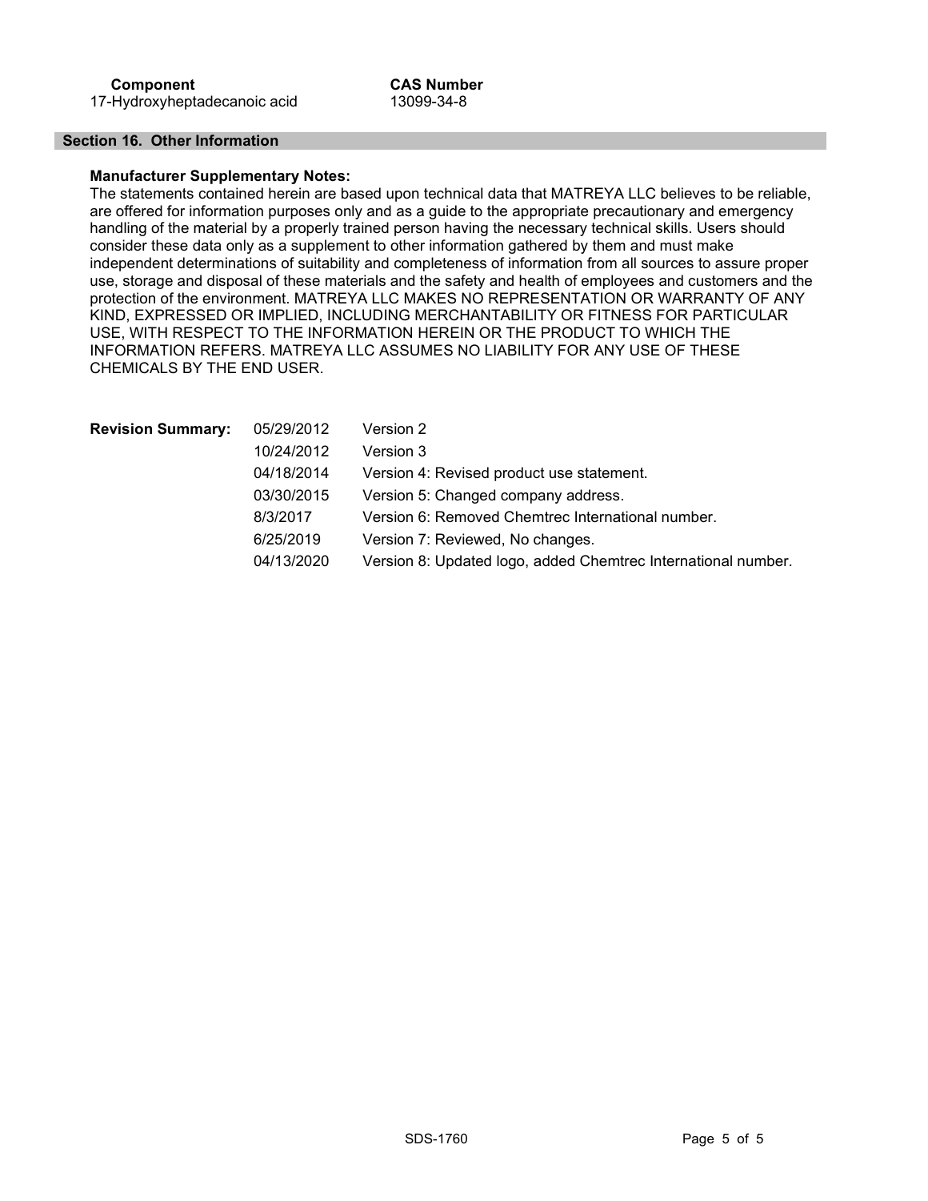| Component | CAS Number |
| --- | --- |
| 17-Hydroxyheptadecanoic acid | 13099-34-8 |

## Section 16. Other Information

**Manufacturer Supplementary Notes:**

The statements contained herein are based upon technical data that MATREYA LLC believes to be reliable, are offered for information purposes only and as a guide to the appropriate precautionary and emergency handling of the material by a properly trained person having the necessary technical skills. Users should consider these data only as a supplement to other information gathered by them and must make independent determinations of suitability and completeness of information from all sources to assure proper use, storage and disposal of these materials and the safety and health of employees and customers and the protection of the environment. MATREYA LLC MAKES NO REPRESENTATION OR WARRANTY OF ANY KIND, EXPRESSED OR IMPLIED, INCLUDING MERCHANTABILITY OR FITNESS FOR PARTICULAR USE, WITH RESPECT TO THE INFORMATION HEREIN OR THE PRODUCT TO WHICH THE INFORMATION REFERS. MATREYA LLC ASSUMES NO LIABILITY FOR ANY USE OF THESE CHEMICALS BY THE END USER.

| | | |
| --- | --- | --- |
| **Revision Summary:** | 05/29/2012 | Version 2 |
| | 10/24/2012 | Version 3 |
| | 04/18/2014 | Version 4: Revised product use statement. |
| | 03/30/2015 | Version 5: Changed company address. |
| | 8/3/2017 | Version 6: Removed Chemtrec International number. |
| | 6/25/2019 | Version 7: Reviewed, No changes. |
| | 04/13/2020 | Version 8: Updated logo, added Chemtrec International number. |

SDS-1760